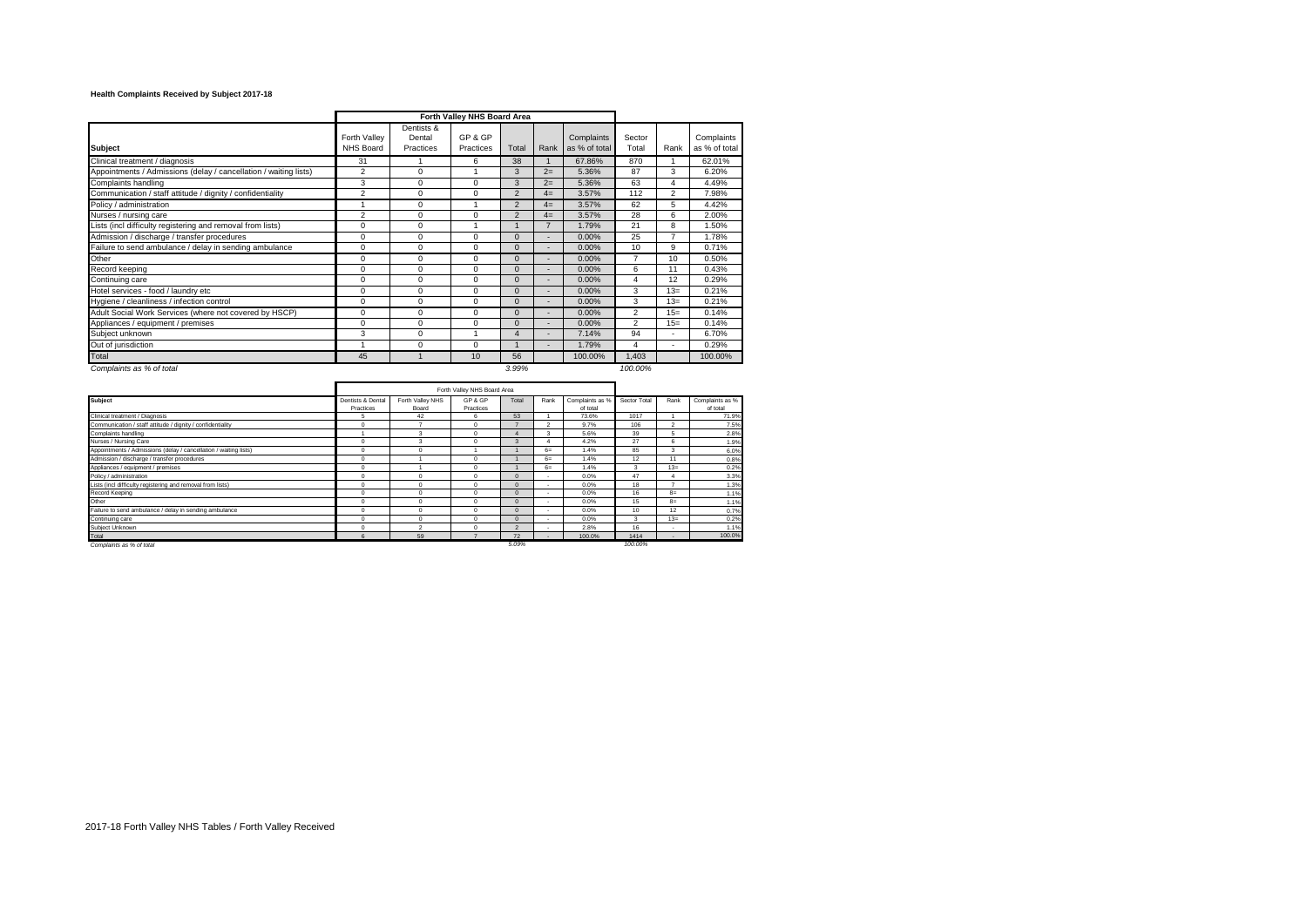**Health Complaints Received by Subject 2017-18**

| | Forth Valley NHS Board Area | | | | | | | | |
|---|---|---|---|---|---|---|---|---|---|
| **Subject** | Forth Valley NHS Board | Dentists & Dental Practices | GP & GP Practices | Total | Rank | Complaints as % of total | Sector Total | Rank | Complaints as % of total |
| Clinical treatment / diagnosis | 31 | 1 | 6 | 38 | 1 | 67.86% | 870 | 1 | 62.01% |
| Appointments / Admissions (delay / cancellation / waiting lists) | 2 | 0 | 1 | 3 | 2= | 5.36% | 87 | 3 | 6.20% |
| Complaints handling | 3 | 0 | 0 | 3 | 2= | 5.36% | 63 | 4 | 4.49% |
| Communication / staff attitude / dignity / confidentiality | 2 | 0 | 0 | 2 | 4= | 3.57% | 112 | 2 | 7.98% |
| Policy / administration | 1 | 0 | 1 | 2 | 4= | 3.57% | 62 | 5 | 4.42% |
| Nurses / nursing care | 2 | 0 | 0 | 2 | 4= | 3.57% | 28 | 6 | 2.00% |
| Lists (incl difficulty registering and removal from lists) | 0 | 0 | 1 | 1 | 7 | 1.79% | 21 | 8 | 1.50% |
| Admission / discharge / transfer procedures | 0 | 0 | 0 | 0 | - | 0.00% | 25 | 7 | 1.78% |
| Failure to send ambulance / delay in sending ambulance | 0 | 0 | 0 | 0 | - | 0.00% | 10 | 9 | 0.71% |
| Other | 0 | 0 | 0 | 0 | - | 0.00% | 7 | 10 | 0.50% |
| Record keeping | 0 | 0 | 0 | 0 | - | 0.00% | 6 | 11 | 0.43% |
| Continuing care | 0 | 0 | 0 | 0 | - | 0.00% | 4 | 12 | 0.29% |
| Hotel services - food / laundry etc | 0 | 0 | 0 | 0 | - | 0.00% | 3 | 13= | 0.21% |
| Hygiene / cleanliness / infection control | 0 | 0 | 0 | 0 | - | 0.00% | 3 | 13= | 0.21% |
| Adult Social Work Services (where not covered by HSCP) | 0 | 0 | 0 | 0 | - | 0.00% | 2 | 15= | 0.14% |
| Appliances / equipment / premises | 0 | 0 | 0 | 0 | - | 0.00% | 2 | 15= | 0.14% |
| Subject unknown | 3 | 0 | 1 | 4 | - | 7.14% | 94 | - | 6.70% |
| Out of jurisdiction | 1 | 0 | 0 | 1 | - | 1.79% | 4 | - | 0.29% |
| Total | 45 | 1 | 10 | 56 | | 100.00% | 1,403 | | 100.00% |
| *Complaints as % of total* | | | | *3.99%* | | | *100.00%* | | |

| | Forth Valley NHS Board Area | | | | | | | | |
|---|---|---|---|---|---|---|---|---|---|
| **Subject** | Dentists & Dental Practices | Forth Valley NHS Board | GP & GP Practices | Total | Rank | Complaints as % of total | Sector Total | Rank | Complaints as % of total |
| Clinical treatment / Diagnosis | 5 | 42 | 6 | 53 | 1 | 73.6% | 1017 | 1 | 71.9% |
| Communication / staff attitude / dignity / confidentiality | 0 | 7 | 0 | 7 | 2 | 9.7% | 106 | 2 | 7.5% |
| Complaints handling | 1 | 3 | 0 | 4 | 3 | 5.6% | 39 | 5 | 2.8% |
| Nurses / Nursing Care | 0 | 3 | 0 | 3 | 4 | 4.2% | 27 | 6 | 1.9% |
| Appointments / Admissions (delay / cancellation / waiting lists) | 0 | 0 | 1 | 1 | 6= | 1.4% | 85 | 3 | 6.0% |
| Admission / discharge / transfer procedures | 0 | 1 | 0 | 1 | 6= | 1.4% | 12 | 11 | 0.8% |
| Appliances / equipment / premises | 0 | 1 | 0 | 1 | 6= | 1.4% | 3 | 13= | 0.2% |
| Policy / administration | 0 | 0 | 0 | 0 | - | 0.0% | 47 | 4 | 3.3% |
| Lists (incl difficulty registering and removal from lists) | 0 | 0 | 0 | 0 | - | 0.0% | 18 | 7 | 1.3% |
| Record Keeping | 0 | 0 | 0 | 0 | - | 0.0% | 16 | 8= | 1.1% |
| Other | 0 | 0 | 0 | 0 | - | 0.0% | 15 | 8= | 1.1% |
| Failure to send ambulance / delay in sending ambulance | 0 | 0 | 0 | 0 | - | 0.0% | 10 | 12 | 0.7% |
| Continuing care | 0 | 0 | 0 | 0 | - | 0.0% | 3 | 13= | 0.2% |
| Subject Unknown | 0 | 2 | 0 | 2 | - | 2.8% | 16 | - | 1.1% |
| Total | 6 | 59 | 7 | 72 | - | 100.0% | 1414 | - | 100.0% |
| *Complaints as % of total* | | | | *5.09%* | | | *100.00%* | | |

2017-18 Forth Valley NHS Tables / Forth Valley Received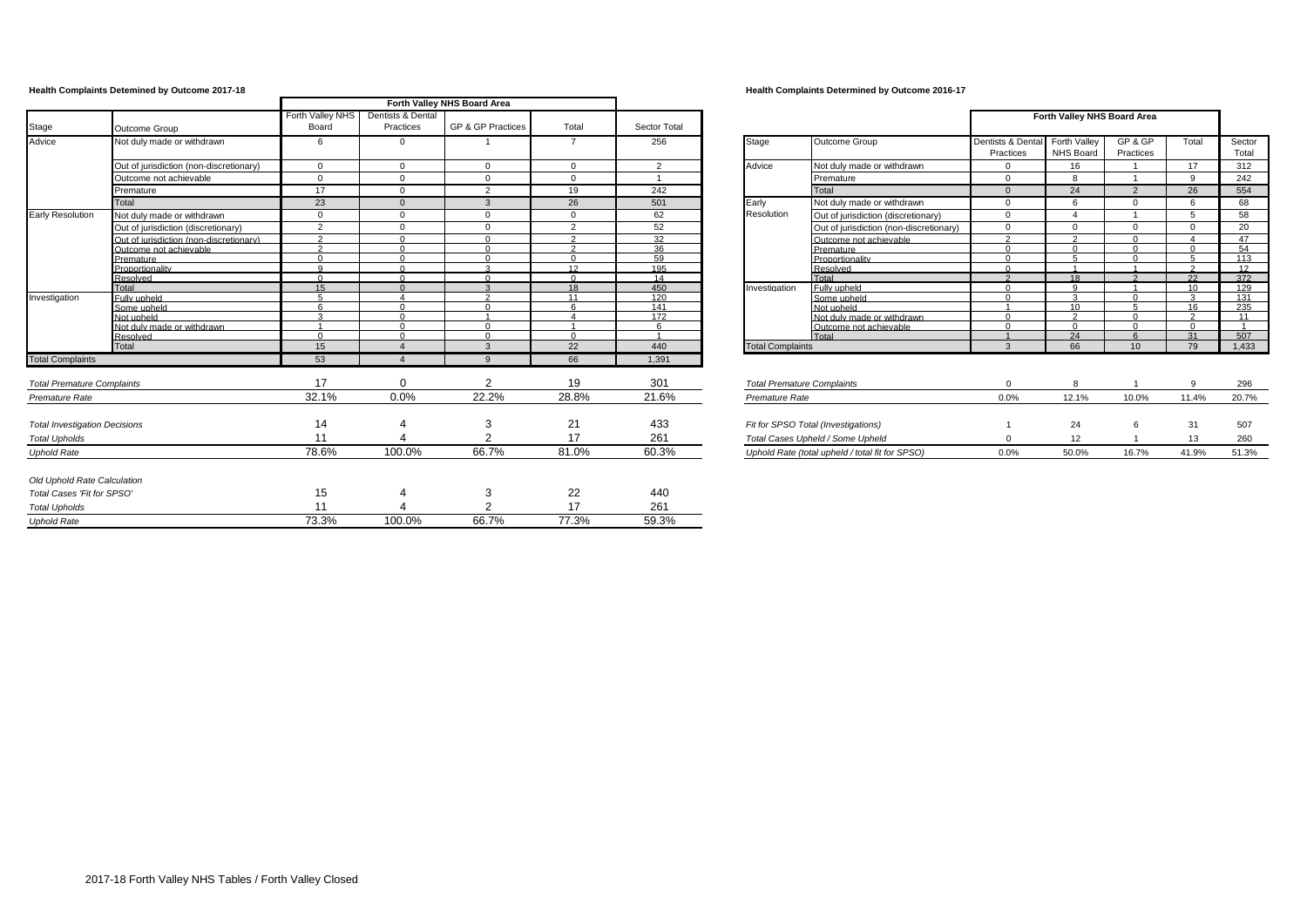**Health Complaints Detemined by Outcome 2017-18**

| Stage | Outcome Group | Forth Valley NHS Board | Dentists & Dental Practices | GP & GP Practices | Total | Sector Total |
|---|---|---|---|---|---|---|
| | | Forth Valley NHS Board Area | | | | |
| Advice | Not duly made or withdrawn | 6 | 0 | 1 | 7 | 256 |
| | Out of jurisdiction (non-discretionary) | 0 | 0 | 0 | 0 | 2 |
| | Outcome not achievable | 0 | 0 | 0 | 0 | 1 |
| | Premature | 17 | 0 | 2 | 19 | 242 |
| | Total | 23 | 0 | 3 | 26 | 501 |
| Early Resolution | Not duly made or withdrawn | 0 | 0 | 0 | 0 | 62 |
| | Out of jurisdiction (discretionary) | 2 | 0 | 0 | 2 | 52 |
| | Out of jurisdiction (non-discretionary) | 2 | 0 | 0 | 2 | 32 |
| | Outcome not achievable | 2 | 0 | 0 | 2 | 36 |
| | Premature | 0 | 0 | 0 | 0 | 59 |
| | Proportionality | 9 | 0 | 3 | 12 | 195 |
| | Resolved | 0 | 0 | 0 | 0 | 14 |
| | Total | 15 | 0 | 3 | 18 | 450 |
| Investigation | Fully upheld | 5 | 4 | 2 | 11 | 120 |
| | Some upheld | 6 | 0 | 0 | 6 | 141 |
| | Not upheld | 3 | 0 | 1 | 4 | 172 |
| | Not duly made or withdrawn | 1 | 0 | 0 | 1 | 6 |
| | Resolved | 0 | 0 | 0 | 0 | 1 |
| | Total | 15 | 4 | 3 | 22 | 440 |
| Total Complaints | | 53 | 4 | 9 | 66 | 1,391 |

| | Forth Valley NHS Board | Dentists & Dental Practices | GP & GP Practices | Total | Sector Total |
|---|---|---|---|---|---|
| *Total Premature Complaints* | 17 | 0 | 2 | 19 | 301 |
| *Premature Rate* | 32.1% | 0.0% | 22.2% | 28.8% | 21.6% |
| *Total Investigation Decisions* | 14 | 4 | 3 | 21 | 433 |
| *Total Upholds* | 11 | 4 | 2 | 17 | 261 |
| *Uphold Rate* | 78.6% | 100.0% | 66.7% | 81.0% | 60.3% |
| *Old Uphold Rate Calculation* | | | | | |
| *Total Cases 'Fit for SPSO'* | 15 | 4 | 3 | 22 | 440 |
| *Total Upholds* | 11 | 4 | 2 | 17 | 261 |
| *Uphold Rate* | 73.3% | 100.0% | 66.7% | 77.3% | 59.3% |

**Health Complaints Determined by Outcome 2016-17**

| Stage | Outcome Group | Dentists & Dental Practices | Forth Valley NHS Board | GP & GP Practices | Total | Sector Total |
|---|---|---|---|---|---|---|
| | | Forth Valley NHS Board Area | | | | |
| Advice | Not duly made or withdrawn | 0 | 16 | 1 | 17 | 312 |
| | Premature | 0 | 8 | 1 | 9 | 242 |
| | Total | 0 | 24 | 2 | 26 | 554 |
| Early Resolution | Not duly made or withdrawn | 0 | 6 | 0 | 6 | 68 |
| | Out of jurisdiction (discretionary) | 0 | 4 | 1 | 5 | 58 |
| | Out of jurisdiction (non-discretionary) | 0 | 0 | 0 | 0 | 20 |
| | Outcome not achievable | 2 | 2 | 0 | 4 | 47 |
| | Premature | 0 | 0 | 0 | 0 | 54 |
| | Proportionality | 0 | 5 | 0 | 5 | 113 |
| | Resolved | 0 | 1 | 1 | 2 | 12 |
| | Total | 2 | 18 | 2 | 22 | 372 |
| Investigation | Fully upheld | 0 | 9 | 1 | 10 | 129 |
| | Some upheld | 0 | 3 | 0 | 3 | 131 |
| | Not upheld | 1 | 10 | 5 | 16 | 235 |
| | Not duly made or withdrawn | 0 | 2 | 0 | 2 | 11 |
| | Outcome not achievable | 0 | 0 | 0 | 0 | 1 |
| | Total | 1 | 24 | 6 | 31 | 507 |
| Total Complaints | | 3 | 66 | 10 | 79 | 1,433 |

| | Dentists & Dental Practices | Forth Valley NHS Board | GP & GP Practices | Total | Sector Total |
|---|---|---|---|---|---|
| *Total Premature Complaints* | 0 | 8 | 1 | 9 | 296 |
| *Premature Rate* | 0.0% | 12.1% | 10.0% | 11.4% | 20.7% |
| *Fit for SPSO Total (Investigations)* | 1 | 24 | 6 | 31 | 507 |
| *Total Cases Upheld / Some Upheld* | 0 | 12 | 1 | 13 | 260 |
| *Uphold Rate (total upheld / total fit for SPSO)* | 0.0% | 50.0% | 16.7% | 41.9% | 51.3% |

2017-18 Forth Valley NHS Tables / Forth Valley Closed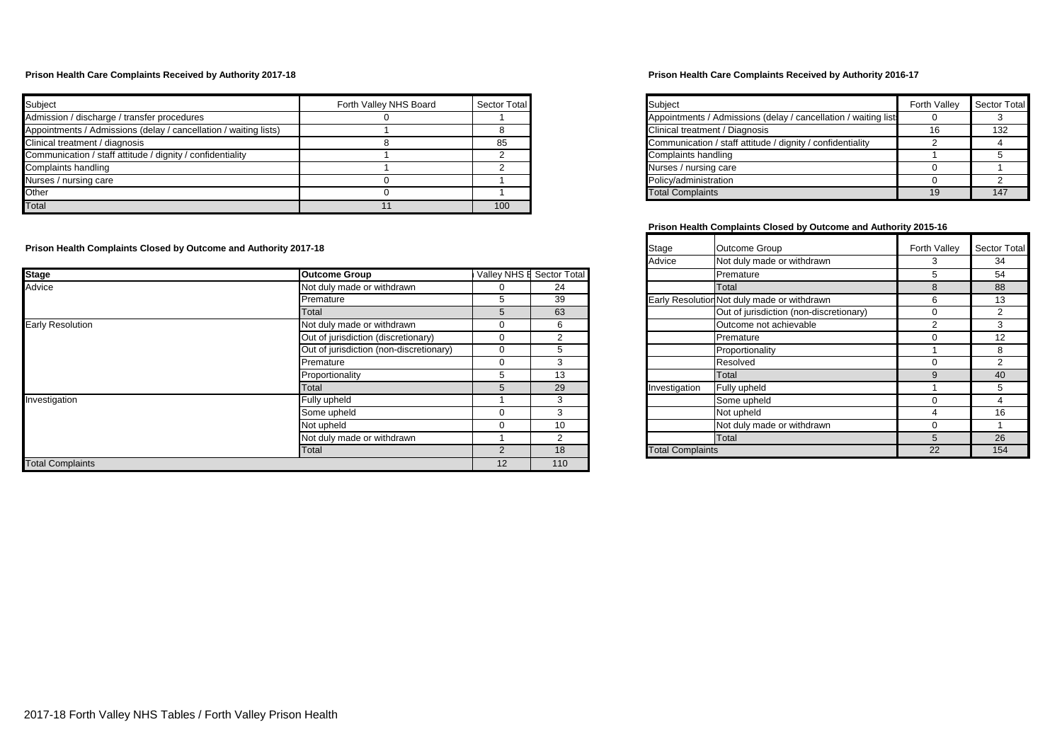**Prison Health Care Complaints Received by Authority 2017-18**

| Subject | Forth Valley NHS Board | Sector Total |
|---|---|---|
| Admission / discharge / transfer procedures | 0 | 1 |
| Appointments / Admissions (delay / cancellation / waiting lists) | 1 | 8 |
| Clinical treatment / diagnosis | 8 | 85 |
| Communication / staff attitude / dignity / confidentiality | 1 | 2 |
| Complaints handling | 1 | 2 |
| Nurses / nursing care | 0 | 1 |
| Other | 0 | 1 |
| Total | 11 | 100 |

**Prison Health Complaints Closed by Outcome and Authority 2017-18**

| Stage | Outcome Group | Valley NHS B | Sector Total |
|---|---|---|---|
| Advice | Not duly made or withdrawn | 0 | 24 |
| | Premature | 5 | 39 |
| | Total | 5 | 63 |
| Early Resolution | Not duly made or withdrawn | 0 | 6 |
| | Out of jurisdiction (discretionary) | 0 | 2 |
| | Out of jurisdiction (non-discretionary) | 0 | 5 |
| | Premature | 0 | 3 |
| | Proportionality | 5 | 13 |
| | Total | 5 | 29 |
| Investigation | Fully upheld | 1 | 3 |
| | Some upheld | 0 | 3 |
| | Not upheld | 0 | 10 |
| | Not duly made or withdrawn | 1 | 2 |
| | Total | 2 | 18 |
| Total Complaints | | 12 | 110 |

**Prison Health Care Complaints Received by Authority 2016-17**

| Subject | Forth Valley | Sector Total |
|---|---|---|
| Appointments / Admissions (delay / cancellation / waiting lists) | 0 | 3 |
| Clinical treatment / Diagnosis | 16 | 132 |
| Communication / staff attitude / dignity / confidentiality | 2 | 4 |
| Complaints handling | 1 | 5 |
| Nurses / nursing care | 0 | 1 |
| Policy/administration | 0 | 2 |
| Total Complaints | 19 | 147 |

**Prison Health Complaints Closed by Outcome and Authority 2015-16**

| Stage | Outcome Group | Forth Valley | Sector Total |
|---|---|---|---|
| Advice | Not duly made or withdrawn | 3 | 34 |
| | Premature | 5 | 54 |
| | Total | 8 | 88 |
| Early Resolution | Not duly made or withdrawn | 6 | 13 |
| | Out of jurisdiction (non-discretionary) | 0 | 2 |
| | Outcome not achievable | 2 | 3 |
| | Premature | 0 | 12 |
| | Proportionality | 1 | 8 |
| | Resolved | 0 | 2 |
| | Total | 9 | 40 |
| Investigation | Fully upheld | 1 | 5 |
| | Some upheld | 0 | 4 |
| | Not upheld | 4 | 16 |
| | Not duly made or withdrawn | 0 | 1 |
| | Total | 5 | 26 |
| Total Complaints | | 22 | 154 |